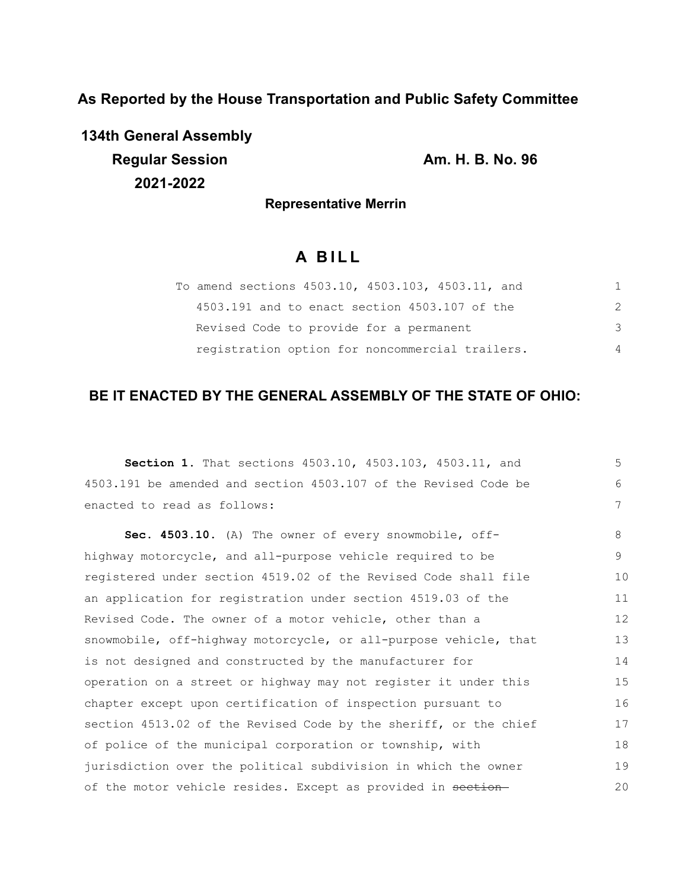**As Reported by the House Transportation and Public Safety Committee**

**134th General Assembly**

**Regular Session**

**2021-2022**

**Am. H. B. No. 96**

**Representative Merrin**

# A BILL

To amend sections 4503.10, 4503.103, 4503.11, and 4503.191 and to enact section 4503.107 of the Revised Code to provide for a permanent registration option for noncommercial trailers.

## BE IT ENACTED BY THE GENERAL ASSEMBLY OF THE STATE OF OHIO:

**Section 1.** That sections 4503.10, 4503.103, 4503.11, and 4503.191 be amended and section 4503.107 of the Revised Code be enacted to read as follows:

**Sec. 4503.10.** (A) The owner of every snowmobile, off-highway motorcycle, and all-purpose vehicle required to be registered under section 4519.02 of the Revised Code shall file an application for registration under section 4519.03 of the Revised Code. The owner of a motor vehicle, other than a snowmobile, off-highway motorcycle, or all-purpose vehicle, that is not designed and constructed by the manufacturer for operation on a street or highway may not register it under this chapter except upon certification of inspection pursuant to section 4513.02 of the Revised Code by the sheriff, or the chief of police of the municipal corporation or township, with jurisdiction over the political subdivision in which the owner of the motor vehicle resides. Except as provided in ~~section~~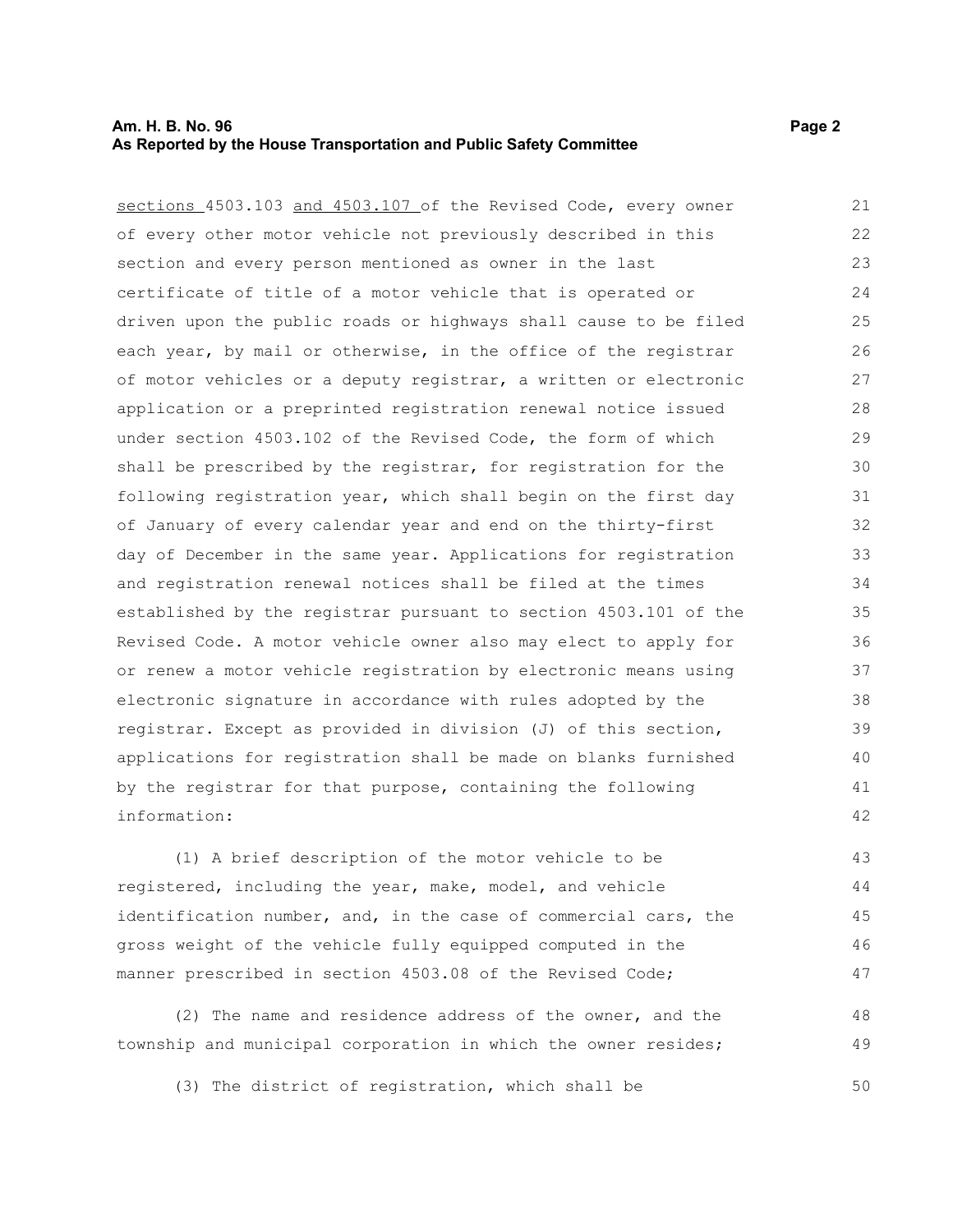sections 4503.103 and 4503.107 of the Revised Code, every owner of every other motor vehicle not previously described in this section and every person mentioned as owner in the last certificate of title of a motor vehicle that is operated or driven upon the public roads or highways shall cause to be filed each year, by mail or otherwise, in the office of the registrar of motor vehicles or a deputy registrar, a written or electronic application or a preprinted registration renewal notice issued under section 4503.102 of the Revised Code, the form of which shall be prescribed by the registrar, for registration for the following registration year, which shall begin on the first day of January of every calendar year and end on the thirty-first day of December in the same year. Applications for registration and registration renewal notices shall be filed at the times established by the registrar pursuant to section 4503.101 of the Revised Code. A motor vehicle owner also may elect to apply for or renew a motor vehicle registration by electronic means using electronic signature in accordance with rules adopted by the registrar. Except as provided in division (J) of this section, applications for registration shall be made on blanks furnished by the registrar for that purpose, containing the following information:

(1) A brief description of the motor vehicle to be registered, including the year, make, model, and vehicle identification number, and, in the case of commercial cars, the gross weight of the vehicle fully equipped computed in the manner prescribed in section 4503.08 of the Revised Code;

(2) The name and residence address of the owner, and the township and municipal corporation in which the owner resides;

(3) The district of registration, which shall be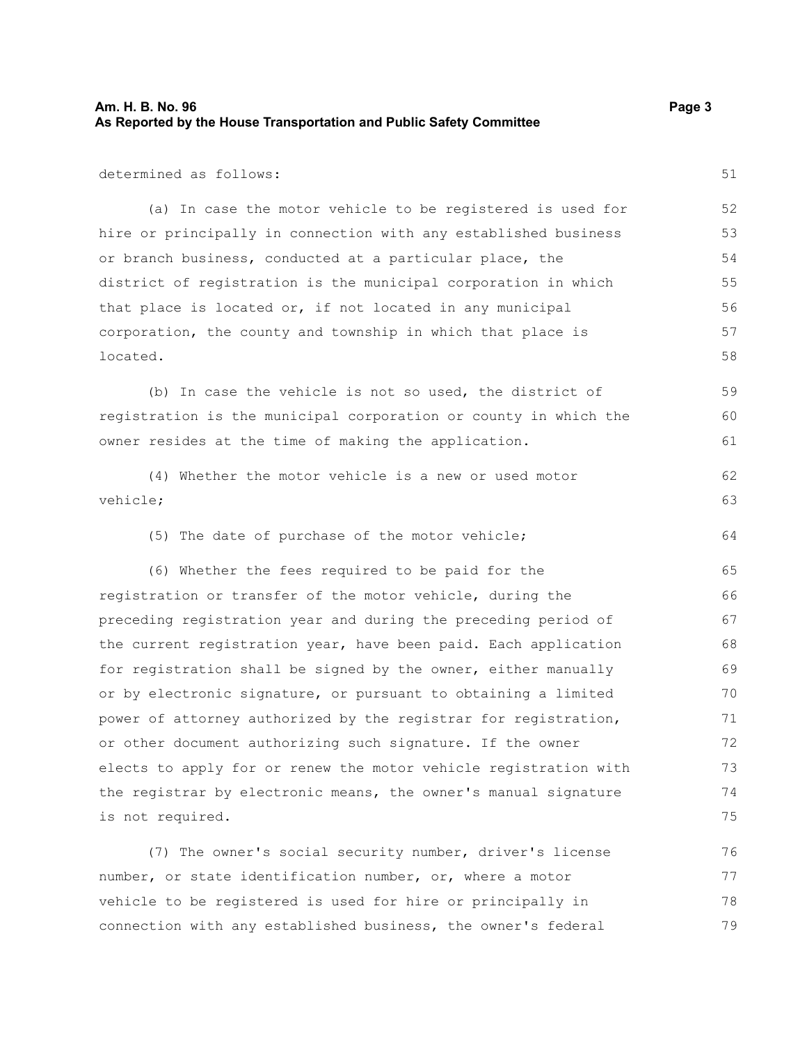determined as follows:

(a) In case the motor vehicle to be registered is used for hire or principally in connection with any established business or branch business, conducted at a particular place, the district of registration is the municipal corporation in which that place is located or, if not located in any municipal corporation, the county and township in which that place is located.

(b) In case the vehicle is not so used, the district of registration is the municipal corporation or county in which the owner resides at the time of making the application.

(4) Whether the motor vehicle is a new or used motor vehicle;

(5) The date of purchase of the motor vehicle;

(6) Whether the fees required to be paid for the registration or transfer of the motor vehicle, during the preceding registration year and during the preceding period of the current registration year, have been paid. Each application for registration shall be signed by the owner, either manually or by electronic signature, or pursuant to obtaining a limited power of attorney authorized by the registrar for registration, or other document authorizing such signature. If the owner elects to apply for or renew the motor vehicle registration with the registrar by electronic means, the owner's manual signature is not required.

(7) The owner's social security number, driver's license number, or state identification number, or, where a motor vehicle to be registered is used for hire or principally in connection with any established business, the owner's federal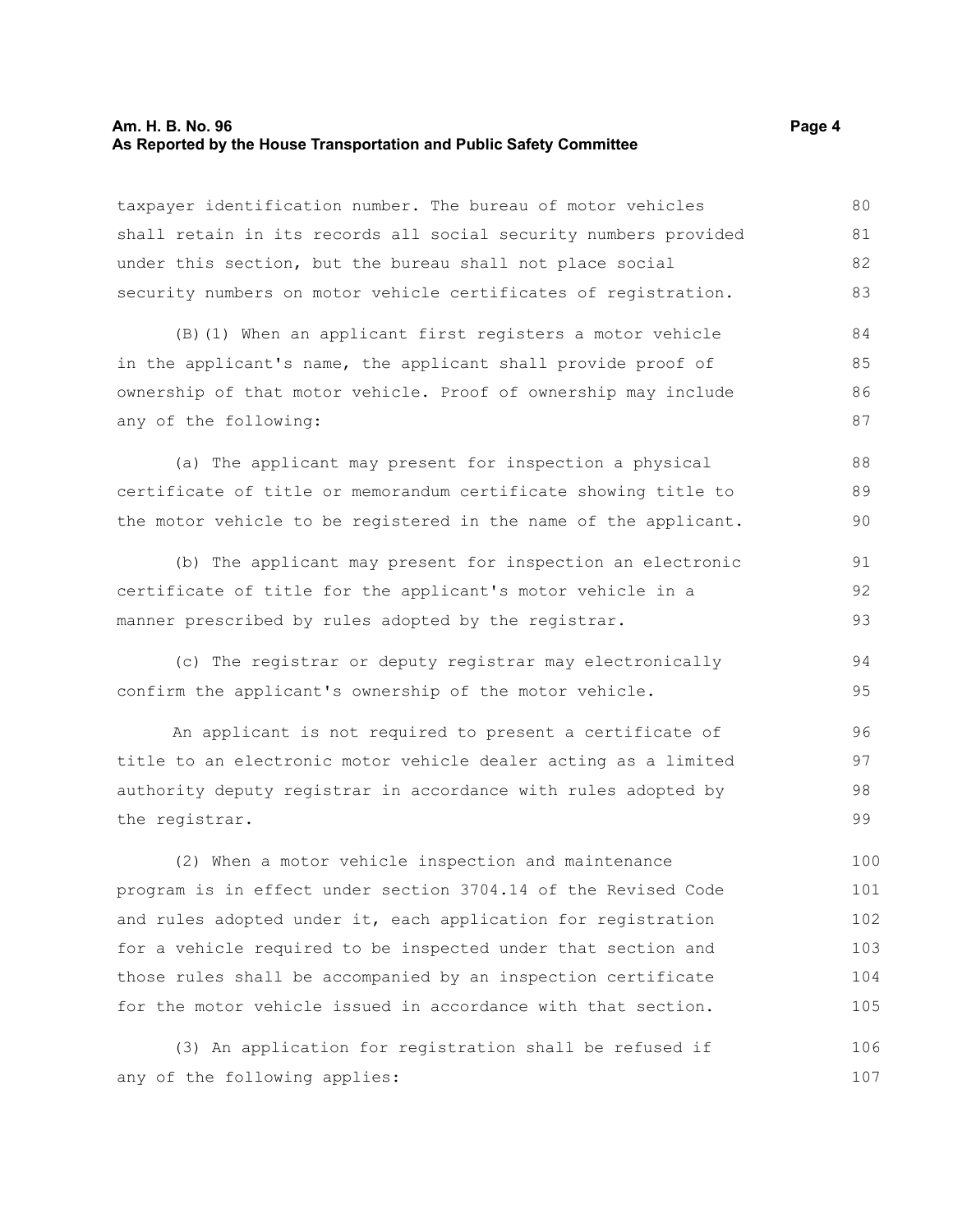taxpayer identification number. The bureau of motor vehicles shall retain in its records all social security numbers provided under this section, but the bureau shall not place social security numbers on motor vehicle certificates of registration.

(B)(1) When an applicant first registers a motor vehicle in the applicant's name, the applicant shall provide proof of ownership of that motor vehicle. Proof of ownership may include any of the following:

(a) The applicant may present for inspection a physical certificate of title or memorandum certificate showing title to the motor vehicle to be registered in the name of the applicant.

(b) The applicant may present for inspection an electronic certificate of title for the applicant's motor vehicle in a manner prescribed by rules adopted by the registrar.

(c) The registrar or deputy registrar may electronically confirm the applicant's ownership of the motor vehicle.

An applicant is not required to present a certificate of title to an electronic motor vehicle dealer acting as a limited authority deputy registrar in accordance with rules adopted by the registrar.

(2) When a motor vehicle inspection and maintenance program is in effect under section 3704.14 of the Revised Code and rules adopted under it, each application for registration for a vehicle required to be inspected under that section and those rules shall be accompanied by an inspection certificate for the motor vehicle issued in accordance with that section.

(3) An application for registration shall be refused if any of the following applies: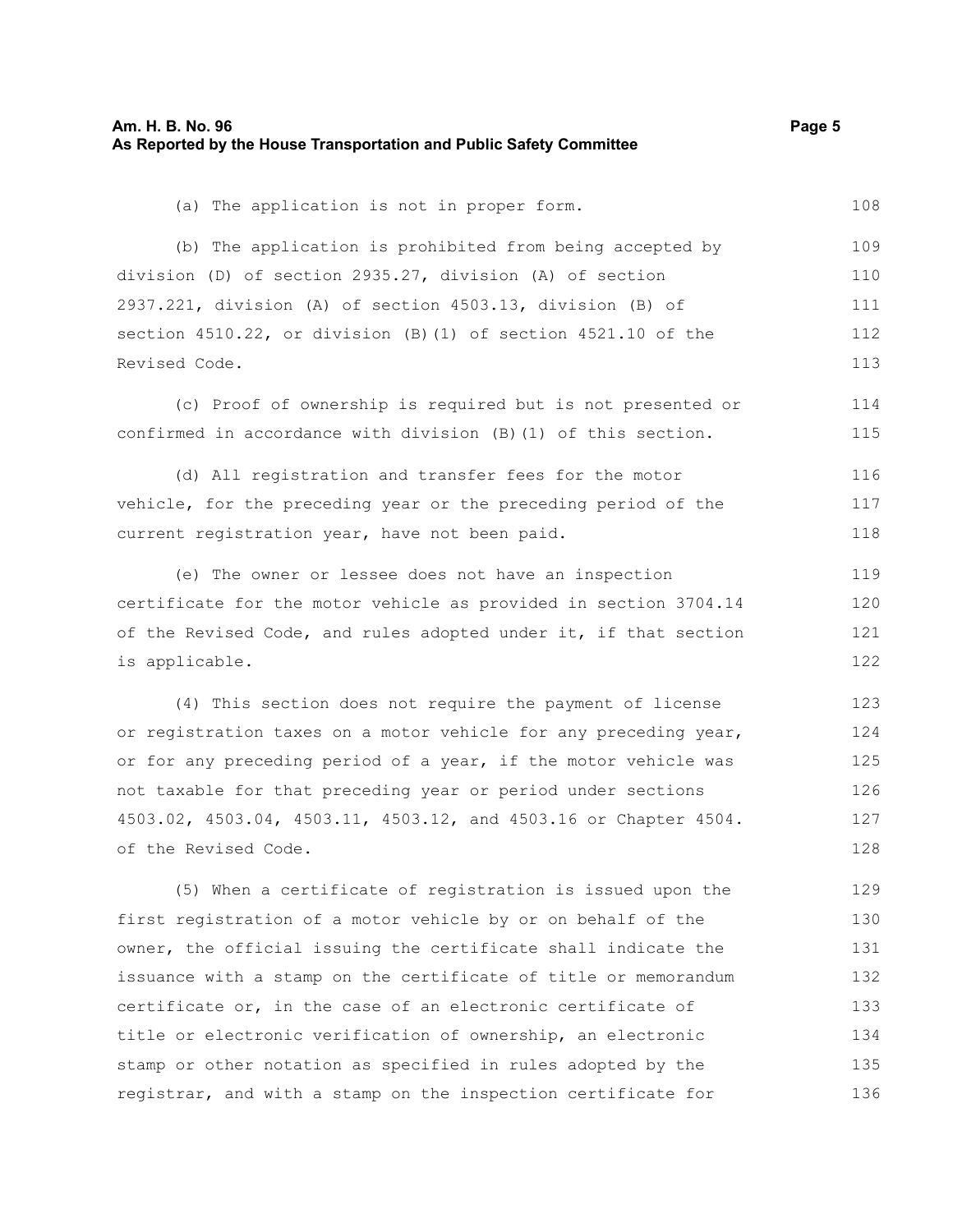(a) The application is not in proper form.

(b) The application is prohibited from being accepted by division (D) of section 2935.27, division (A) of section 2937.221, division (A) of section 4503.13, division (B) of section 4510.22, or division (B)(1) of section 4521.10 of the Revised Code.

(c) Proof of ownership is required but is not presented or confirmed in accordance with division (B)(1) of this section.

(d) All registration and transfer fees for the motor vehicle, for the preceding year or the preceding period of the current registration year, have not been paid.

(e) The owner or lessee does not have an inspection certificate for the motor vehicle as provided in section 3704.14 of the Revised Code, and rules adopted under it, if that section is applicable.

(4) This section does not require the payment of license or registration taxes on a motor vehicle for any preceding year, or for any preceding period of a year, if the motor vehicle was not taxable for that preceding year or period under sections 4503.02, 4503.04, 4503.11, 4503.12, and 4503.16 or Chapter 4504. of the Revised Code.

(5) When a certificate of registration is issued upon the first registration of a motor vehicle by or on behalf of the owner, the official issuing the certificate shall indicate the issuance with a stamp on the certificate of title or memorandum certificate or, in the case of an electronic certificate of title or electronic verification of ownership, an electronic stamp or other notation as specified in rules adopted by the registrar, and with a stamp on the inspection certificate for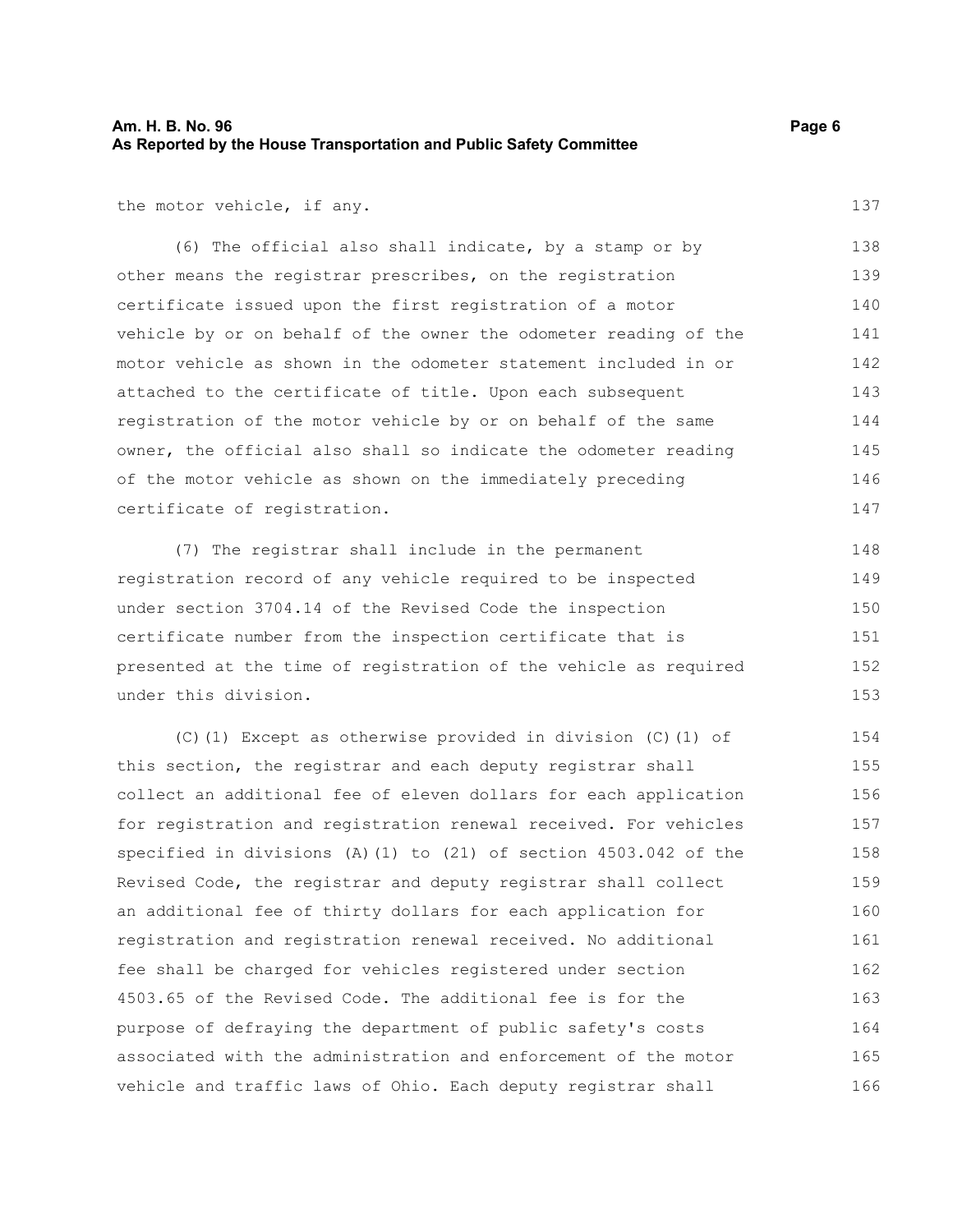the motor vehicle, if any.

(6) The official also shall indicate, by a stamp or by other means the registrar prescribes, on the registration certificate issued upon the first registration of a motor vehicle by or on behalf of the owner the odometer reading of the motor vehicle as shown in the odometer statement included in or attached to the certificate of title. Upon each subsequent registration of the motor vehicle by or on behalf of the same owner, the official also shall so indicate the odometer reading of the motor vehicle as shown on the immediately preceding certificate of registration.

(7) The registrar shall include in the permanent registration record of any vehicle required to be inspected under section 3704.14 of the Revised Code the inspection certificate number from the inspection certificate that is presented at the time of registration of the vehicle as required under this division.

(C)(1) Except as otherwise provided in division (C)(1) of this section, the registrar and each deputy registrar shall collect an additional fee of eleven dollars for each application for registration and registration renewal received. For vehicles specified in divisions (A)(1) to (21) of section 4503.042 of the Revised Code, the registrar and deputy registrar shall collect an additional fee of thirty dollars for each application for registration and registration renewal received. No additional fee shall be charged for vehicles registered under section 4503.65 of the Revised Code. The additional fee is for the purpose of defraying the department of public safety's costs associated with the administration and enforcement of the motor vehicle and traffic laws of Ohio. Each deputy registrar shall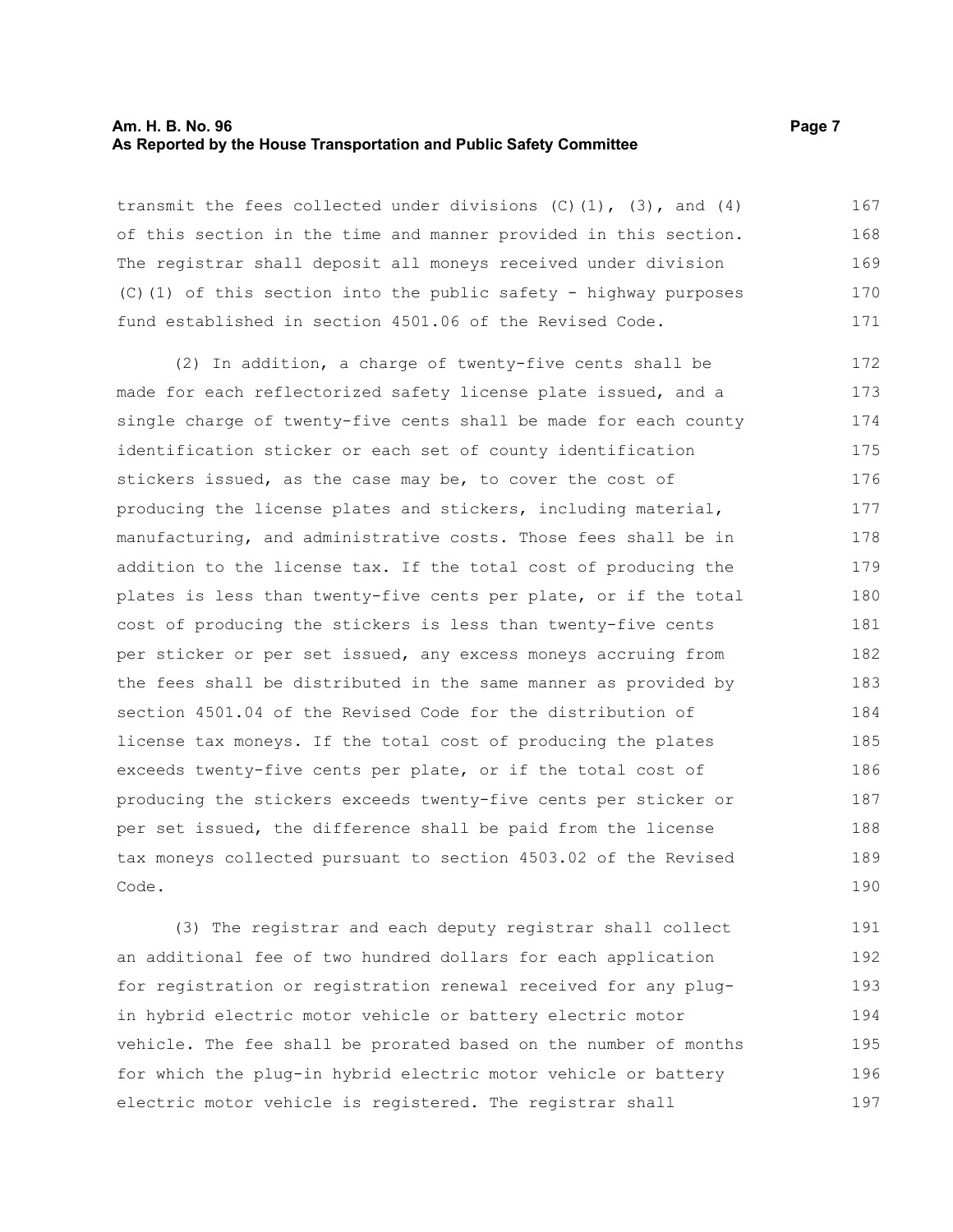transmit the fees collected under divisions (C)(1), (3), and (4) of this section in the time and manner provided in this section. The registrar shall deposit all moneys received under division (C)(1) of this section into the public safety - highway purposes fund established in section 4501.06 of the Revised Code.

(2) In addition, a charge of twenty-five cents shall be made for each reflectorized safety license plate issued, and a single charge of twenty-five cents shall be made for each county identification sticker or each set of county identification stickers issued, as the case may be, to cover the cost of producing the license plates and stickers, including material, manufacturing, and administrative costs. Those fees shall be in addition to the license tax. If the total cost of producing the plates is less than twenty-five cents per plate, or if the total cost of producing the stickers is less than twenty-five cents per sticker or per set issued, any excess moneys accruing from the fees shall be distributed in the same manner as provided by section 4501.04 of the Revised Code for the distribution of license tax moneys. If the total cost of producing the plates exceeds twenty-five cents per plate, or if the total cost of producing the stickers exceeds twenty-five cents per sticker or per set issued, the difference shall be paid from the license tax moneys collected pursuant to section 4503.02 of the Revised Code.

(3) The registrar and each deputy registrar shall collect an additional fee of two hundred dollars for each application for registration or registration renewal received for any plug-in hybrid electric motor vehicle or battery electric motor vehicle. The fee shall be prorated based on the number of months for which the plug-in hybrid electric motor vehicle or battery electric motor vehicle is registered. The registrar shall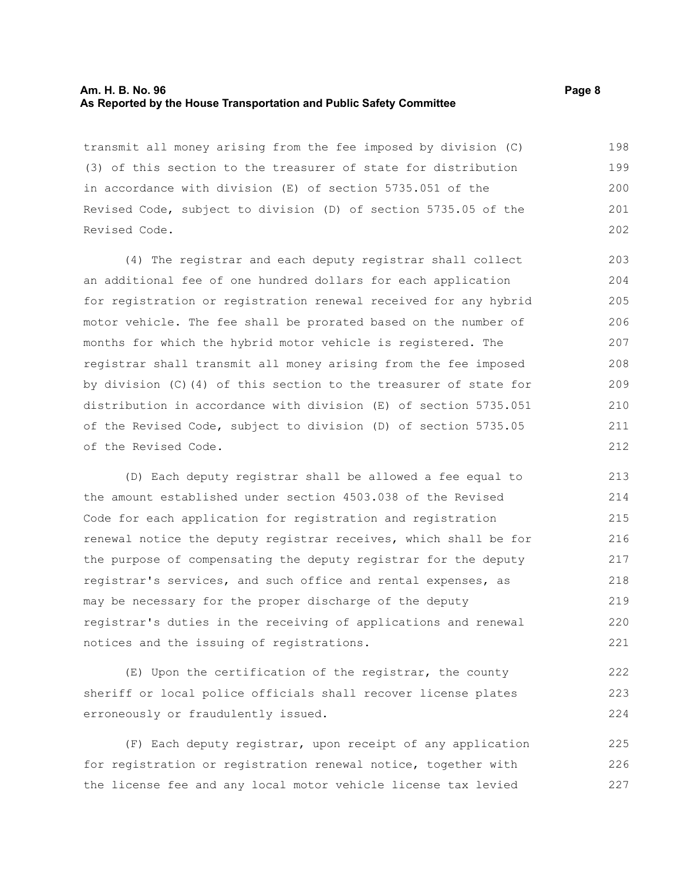transmit all money arising from the fee imposed by division (C)(3) of this section to the treasurer of state for distribution in accordance with division (E) of section 5735.051 of the Revised Code, subject to division (D) of section 5735.05 of the Revised Code.

(4) The registrar and each deputy registrar shall collect an additional fee of one hundred dollars for each application for registration or registration renewal received for any hybrid motor vehicle. The fee shall be prorated based on the number of months for which the hybrid motor vehicle is registered. The registrar shall transmit all money arising from the fee imposed by division (C)(4) of this section to the treasurer of state for distribution in accordance with division (E) of section 5735.051 of the Revised Code, subject to division (D) of section 5735.05 of the Revised Code.

(D) Each deputy registrar shall be allowed a fee equal to the amount established under section 4503.038 of the Revised Code for each application for registration and registration renewal notice the deputy registrar receives, which shall be for the purpose of compensating the deputy registrar for the deputy registrar's services, and such office and rental expenses, as may be necessary for the proper discharge of the deputy registrar's duties in the receiving of applications and renewal notices and the issuing of registrations.

(E) Upon the certification of the registrar, the county sheriff or local police officials shall recover license plates erroneously or fraudulently issued.

(F) Each deputy registrar, upon receipt of any application for registration or registration renewal notice, together with the license fee and any local motor vehicle license tax levied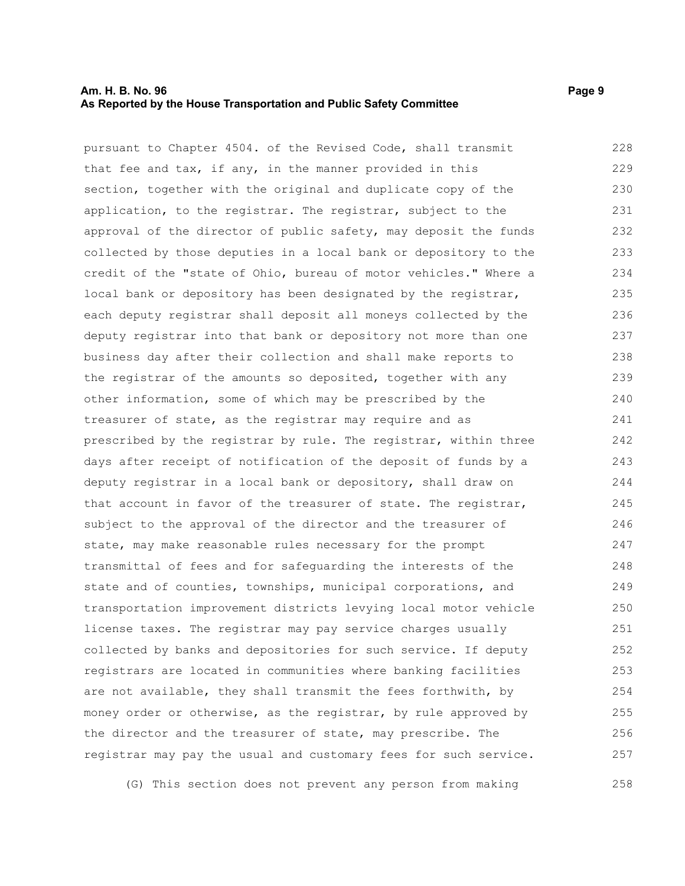pursuant to Chapter 4504. of the Revised Code, shall transmit that fee and tax, if any, in the manner provided in this section, together with the original and duplicate copy of the application, to the registrar. The registrar, subject to the approval of the director of public safety, may deposit the funds collected by those deputies in a local bank or depository to the credit of the "state of Ohio, bureau of motor vehicles." Where a local bank or depository has been designated by the registrar, each deputy registrar shall deposit all moneys collected by the deputy registrar into that bank or depository not more than one business day after their collection and shall make reports to the registrar of the amounts so deposited, together with any other information, some of which may be prescribed by the treasurer of state, as the registrar may require and as prescribed by the registrar by rule. The registrar, within three days after receipt of notification of the deposit of funds by a deputy registrar in a local bank or depository, shall draw on that account in favor of the treasurer of state. The registrar, subject to the approval of the director and the treasurer of state, may make reasonable rules necessary for the prompt transmittal of fees and for safeguarding the interests of the state and of counties, townships, municipal corporations, and transportation improvement districts levying local motor vehicle license taxes. The registrar may pay service charges usually collected by banks and depositories for such service. If deputy registrars are located in communities where banking facilities are not available, they shall transmit the fees forthwith, by money order or otherwise, as the registrar, by rule approved by the director and the treasurer of state, may prescribe. The registrar may pay the usual and customary fees for such service.

(G) This section does not prevent any person from making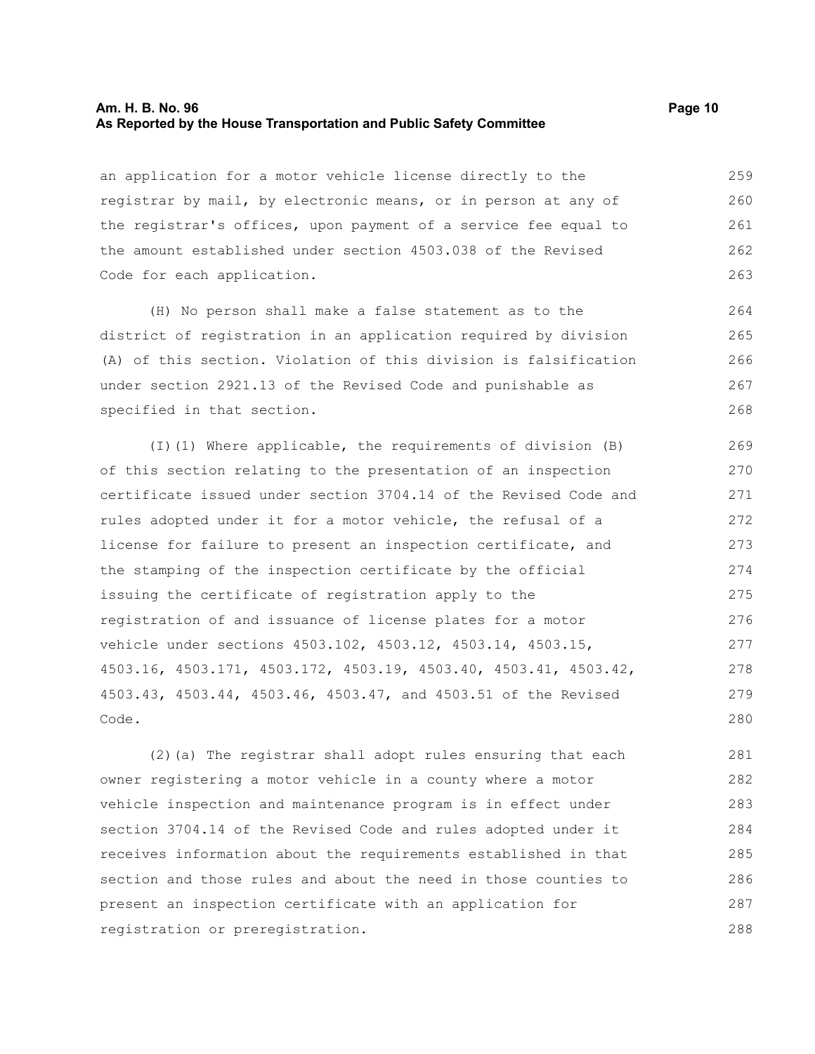an application for a motor vehicle license directly to the registrar by mail, by electronic means, or in person at any of the registrar's offices, upon payment of a service fee equal to the amount established under section 4503.038 of the Revised Code for each application.

(H) No person shall make a false statement as to the district of registration in an application required by division (A) of this section. Violation of this division is falsification under section 2921.13 of the Revised Code and punishable as specified in that section.

(I)(1) Where applicable, the requirements of division (B) of this section relating to the presentation of an inspection certificate issued under section 3704.14 of the Revised Code and rules adopted under it for a motor vehicle, the refusal of a license for failure to present an inspection certificate, and the stamping of the inspection certificate by the official issuing the certificate of registration apply to the registration of and issuance of license plates for a motor vehicle under sections 4503.102, 4503.12, 4503.14, 4503.15, 4503.16, 4503.171, 4503.172, 4503.19, 4503.40, 4503.41, 4503.42, 4503.43, 4503.44, 4503.46, 4503.47, and 4503.51 of the Revised Code.

(2)(a) The registrar shall adopt rules ensuring that each owner registering a motor vehicle in a county where a motor vehicle inspection and maintenance program is in effect under section 3704.14 of the Revised Code and rules adopted under it receives information about the requirements established in that section and those rules and about the need in those counties to present an inspection certificate with an application for registration or preregistration.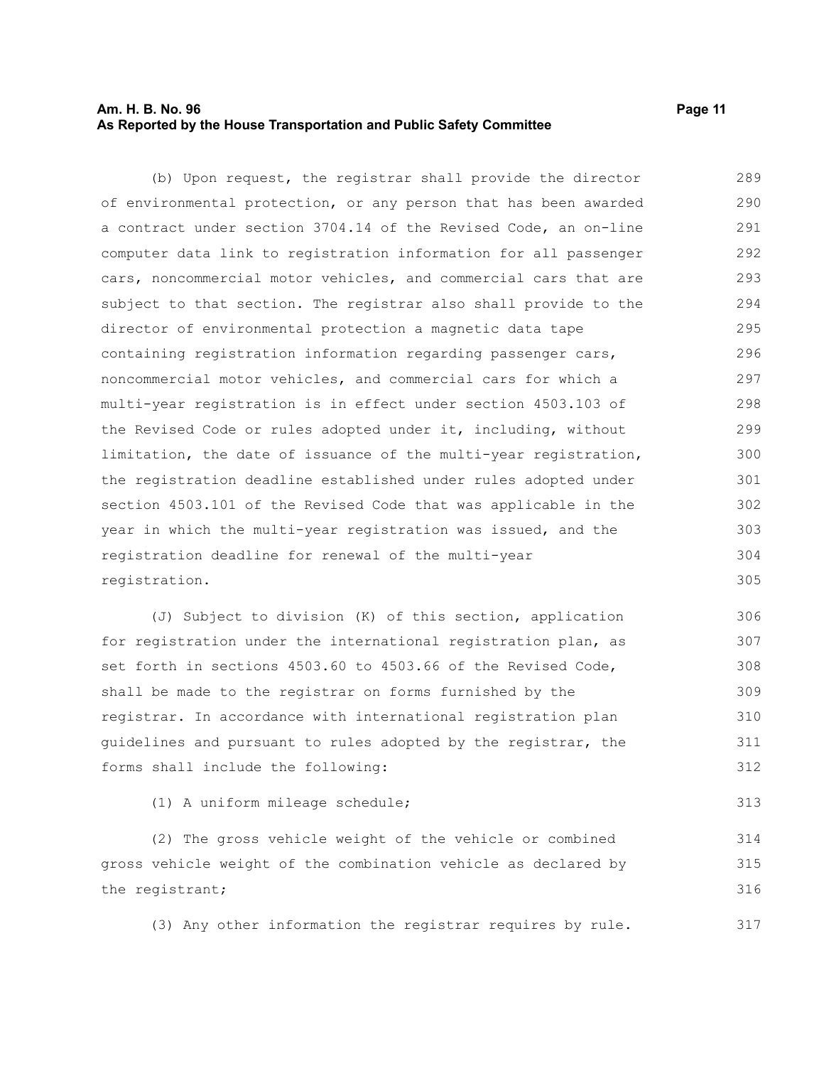(b) Upon request, the registrar shall provide the director of environmental protection, or any person that has been awarded a contract under section 3704.14 of the Revised Code, an on-line computer data link to registration information for all passenger cars, noncommercial motor vehicles, and commercial cars that are subject to that section. The registrar also shall provide to the director of environmental protection a magnetic data tape containing registration information regarding passenger cars, noncommercial motor vehicles, and commercial cars for which a multi-year registration is in effect under section 4503.103 of the Revised Code or rules adopted under it, including, without limitation, the date of issuance of the multi-year registration, the registration deadline established under rules adopted under section 4503.101 of the Revised Code that was applicable in the year in which the multi-year registration was issued, and the registration deadline for renewal of the multi-year registration.

(J) Subject to division (K) of this section, application for registration under the international registration plan, as set forth in sections 4503.60 to 4503.66 of the Revised Code, shall be made to the registrar on forms furnished by the registrar. In accordance with international registration plan guidelines and pursuant to rules adopted by the registrar, the forms shall include the following:

(1) A uniform mileage schedule;

(2) The gross vehicle weight of the vehicle or combined gross vehicle weight of the combination vehicle as declared by the registrant;

(3) Any other information the registrar requires by rule.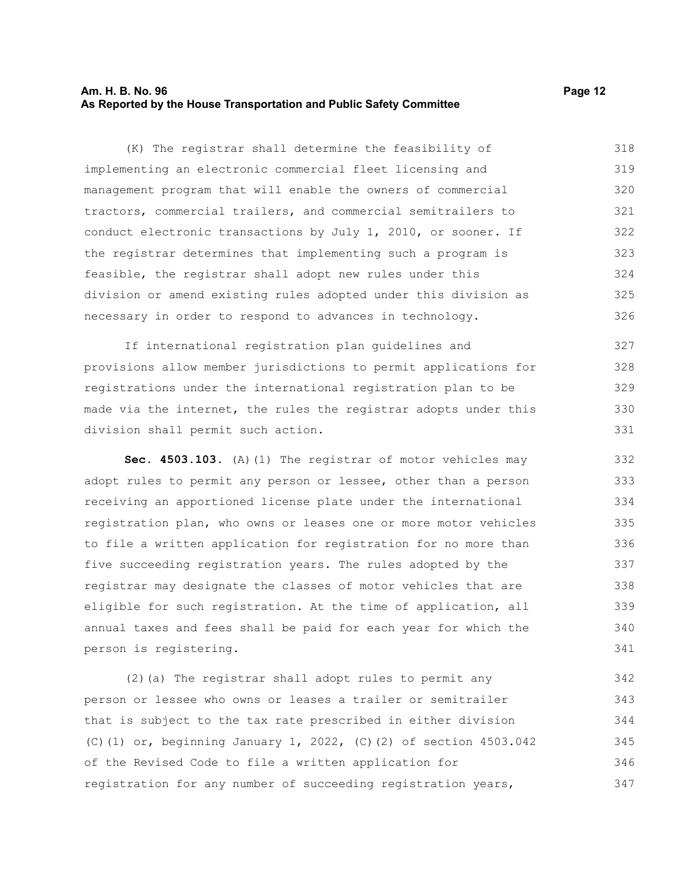(K) The registrar shall determine the feasibility of implementing an electronic commercial fleet licensing and management program that will enable the owners of commercial tractors, commercial trailers, and commercial semitrailers to conduct electronic transactions by July 1, 2010, or sooner. If the registrar determines that implementing such a program is feasible, the registrar shall adopt new rules under this division or amend existing rules adopted under this division as necessary in order to respond to advances in technology.

If international registration plan guidelines and provisions allow member jurisdictions to permit applications for registrations under the international registration plan to be made via the internet, the rules the registrar adopts under this division shall permit such action.

**Sec. 4503.103.** (A)(1) The registrar of motor vehicles may adopt rules to permit any person or lessee, other than a person receiving an apportioned license plate under the international registration plan, who owns or leases one or more motor vehicles to file a written application for registration for no more than five succeeding registration years. The rules adopted by the registrar may designate the classes of motor vehicles that are eligible for such registration. At the time of application, all annual taxes and fees shall be paid for each year for which the person is registering.

(2)(a) The registrar shall adopt rules to permit any person or lessee who owns or leases a trailer or semitrailer that is subject to the tax rate prescribed in either division (C)(1) or, beginning January 1, 2022, (C)(2) of section 4503.042 of the Revised Code to file a written application for registration for any number of succeeding registration years,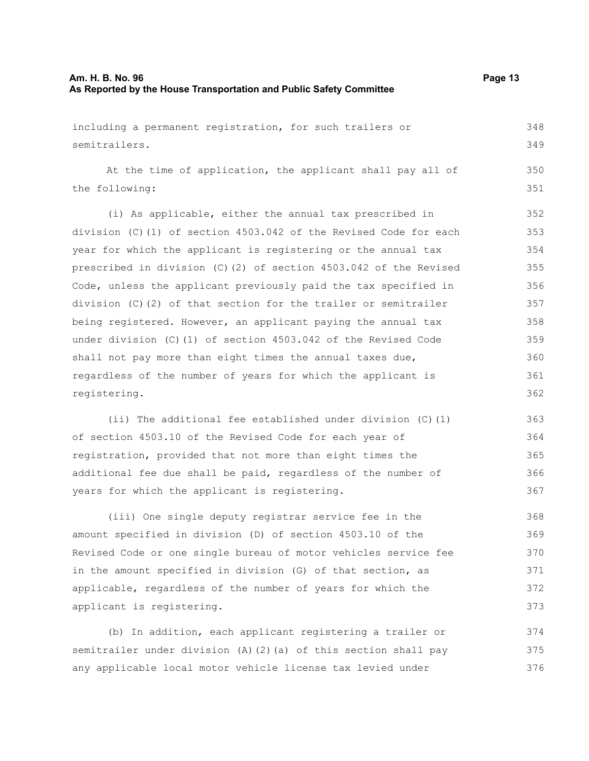including a permanent registration, for such trailers or semitrailers.

At the time of application, the applicant shall pay all of the following:

(i) As applicable, either the annual tax prescribed in division (C)(1) of section 4503.042 of the Revised Code for each year for which the applicant is registering or the annual tax prescribed in division (C)(2) of section 4503.042 of the Revised Code, unless the applicant previously paid the tax specified in division (C)(2) of that section for the trailer or semitrailer being registered. However, an applicant paying the annual tax under division (C)(1) of section 4503.042 of the Revised Code shall not pay more than eight times the annual taxes due, regardless of the number of years for which the applicant is registering.

(ii) The additional fee established under division (C)(1) of section 4503.10 of the Revised Code for each year of registration, provided that not more than eight times the additional fee due shall be paid, regardless of the number of years for which the applicant is registering.

(iii) One single deputy registrar service fee in the amount specified in division (D) of section 4503.10 of the Revised Code or one single bureau of motor vehicles service fee in the amount specified in division (G) of that section, as applicable, regardless of the number of years for which the applicant is registering.

(b) In addition, each applicant registering a trailer or semitrailer under division (A)(2)(a) of this section shall pay any applicable local motor vehicle license tax levied under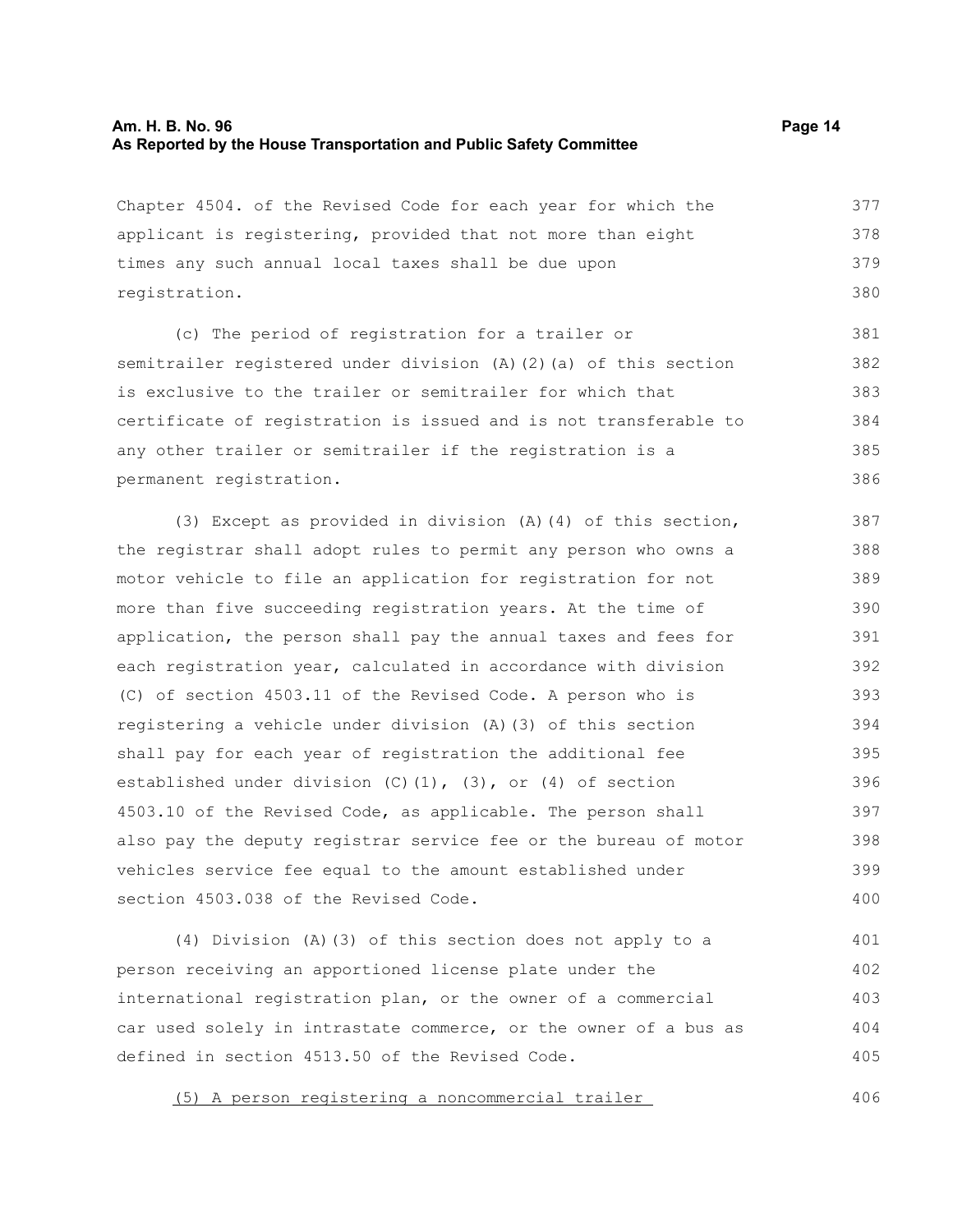Chapter 4504. of the Revised Code for each year for which the applicant is registering, provided that not more than eight times any such annual local taxes shall be due upon registration.

(c) The period of registration for a trailer or semitrailer registered under division (A)(2)(a) of this section is exclusive to the trailer or semitrailer for which that certificate of registration is issued and is not transferable to any other trailer or semitrailer if the registration is a permanent registration.

(3) Except as provided in division (A)(4) of this section, the registrar shall adopt rules to permit any person who owns a motor vehicle to file an application for registration for not more than five succeeding registration years. At the time of application, the person shall pay the annual taxes and fees for each registration year, calculated in accordance with division (C) of section 4503.11 of the Revised Code. A person who is registering a vehicle under division (A)(3) of this section shall pay for each year of registration the additional fee established under division (C)(1), (3), or (4) of section 4503.10 of the Revised Code, as applicable. The person shall also pay the deputy registrar service fee or the bureau of motor vehicles service fee equal to the amount established under section 4503.038 of the Revised Code.

(4) Division (A)(3) of this section does not apply to a person receiving an apportioned license plate under the international registration plan, or the owner of a commercial car used solely in intrastate commerce, or the owner of a bus as defined in section 4513.50 of the Revised Code.

<u>(5) A person registering a noncommercial trailer</u>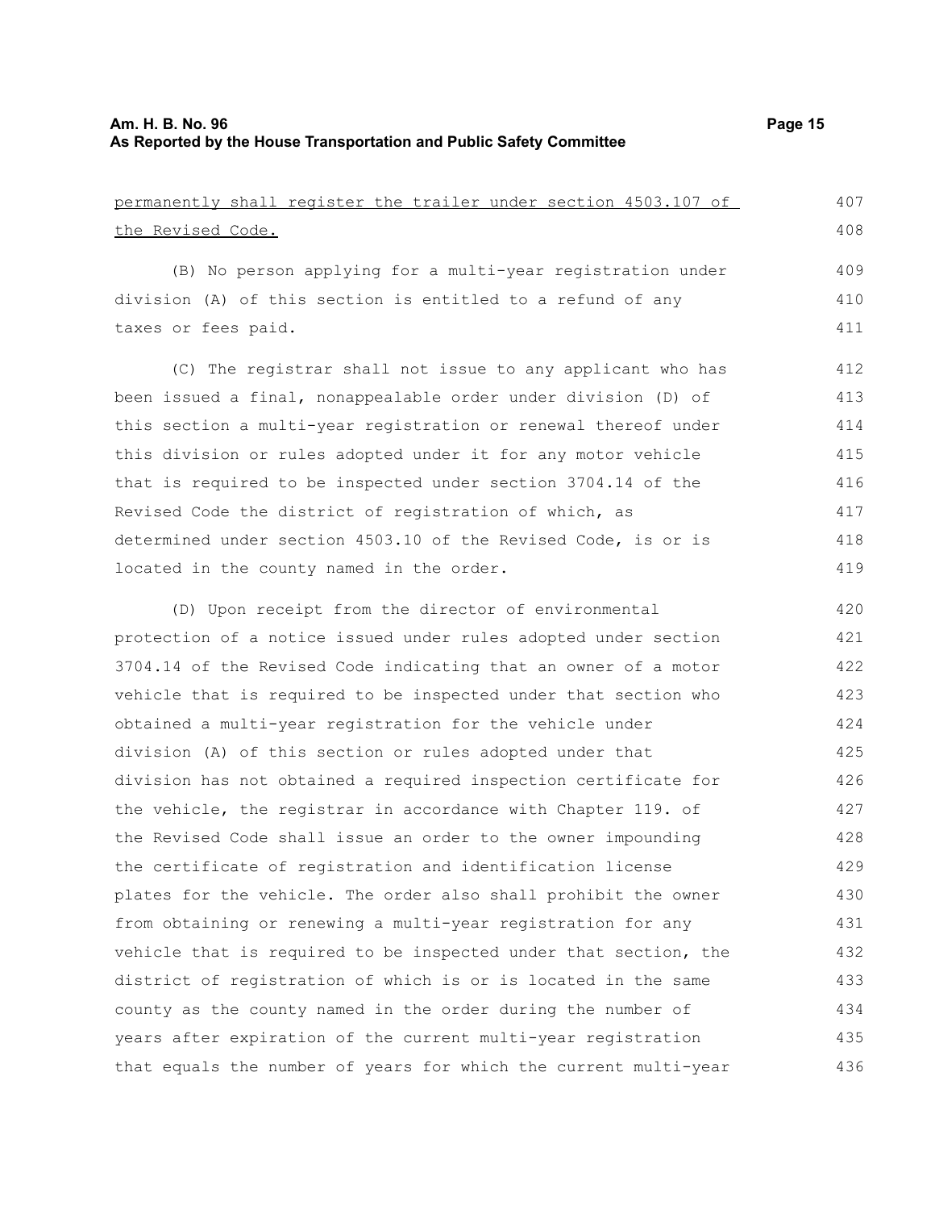permanently shall register the trailer under section 4503.107 of the Revised Code.

(B) No person applying for a multi-year registration under division (A) of this section is entitled to a refund of any taxes or fees paid.

(C) The registrar shall not issue to any applicant who has been issued a final, nonappealable order under division (D) of this section a multi-year registration or renewal thereof under this division or rules adopted under it for any motor vehicle that is required to be inspected under section 3704.14 of the Revised Code the district of registration of which, as determined under section 4503.10 of the Revised Code, is or is located in the county named in the order.

(D) Upon receipt from the director of environmental protection of a notice issued under rules adopted under section 3704.14 of the Revised Code indicating that an owner of a motor vehicle that is required to be inspected under that section who obtained a multi-year registration for the vehicle under division (A) of this section or rules adopted under that division has not obtained a required inspection certificate for the vehicle, the registrar in accordance with Chapter 119. of the Revised Code shall issue an order to the owner impounding the certificate of registration and identification license plates for the vehicle. The order also shall prohibit the owner from obtaining or renewing a multi-year registration for any vehicle that is required to be inspected under that section, the district of registration of which is or is located in the same county as the county named in the order during the number of years after expiration of the current multi-year registration that equals the number of years for which the current multi-year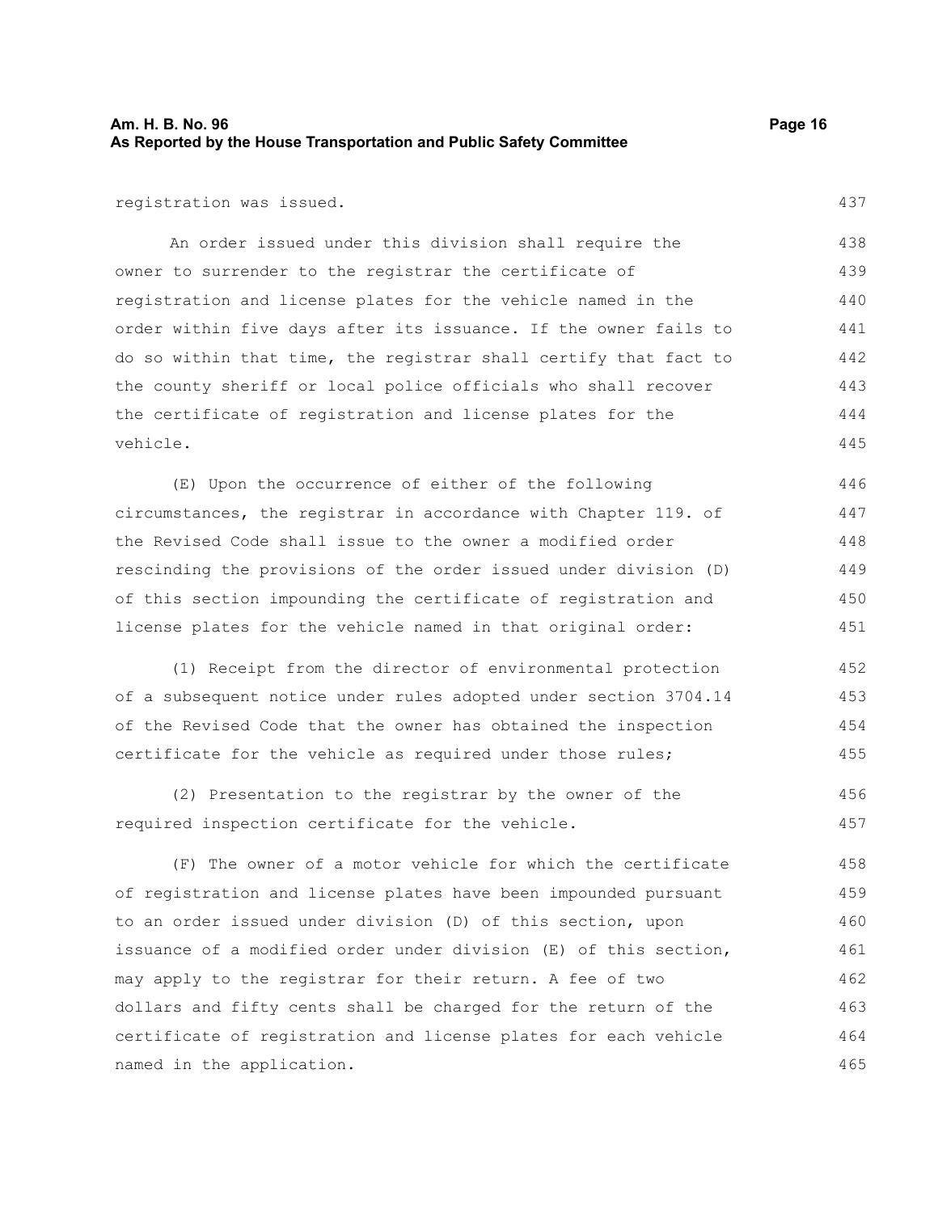registration was issued.

An order issued under this division shall require the owner to surrender to the registrar the certificate of registration and license plates for the vehicle named in the order within five days after its issuance. If the owner fails to do so within that time, the registrar shall certify that fact to the county sheriff or local police officials who shall recover the certificate of registration and license plates for the vehicle.

(E) Upon the occurrence of either of the following circumstances, the registrar in accordance with Chapter 119. of the Revised Code shall issue to the owner a modified order rescinding the provisions of the order issued under division (D) of this section impounding the certificate of registration and license plates for the vehicle named in that original order:

(1) Receipt from the director of environmental protection of a subsequent notice under rules adopted under section 3704.14 of the Revised Code that the owner has obtained the inspection certificate for the vehicle as required under those rules;

(2) Presentation to the registrar by the owner of the required inspection certificate for the vehicle.

(F) The owner of a motor vehicle for which the certificate of registration and license plates have been impounded pursuant to an order issued under division (D) of this section, upon issuance of a modified order under division (E) of this section, may apply to the registrar for their return. A fee of two dollars and fifty cents shall be charged for the return of the certificate of registration and license plates for each vehicle named in the application.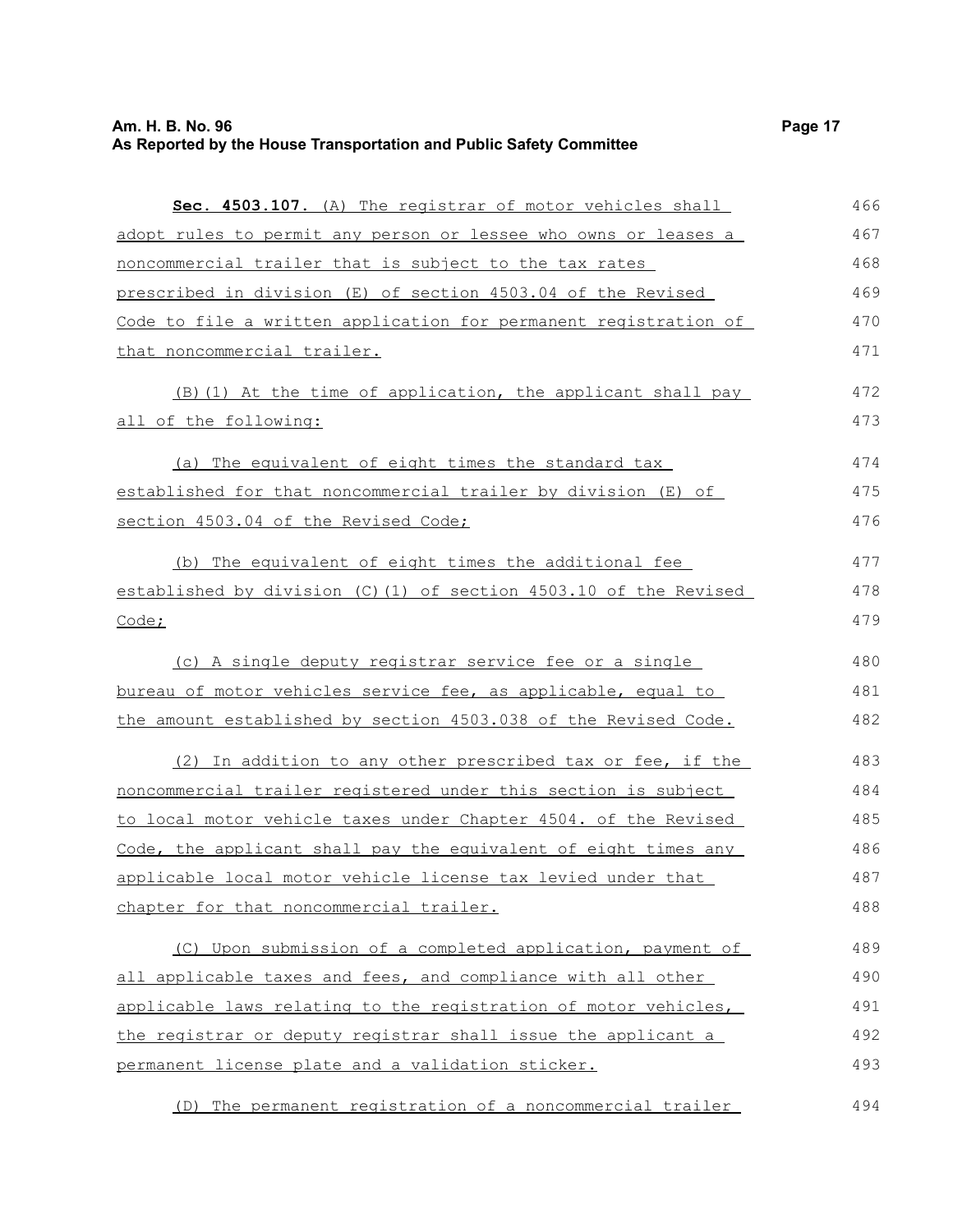**Sec. 4503.107.** (A) The registrar of motor vehicles shall adopt rules to permit any person or lessee who owns or leases a noncommercial trailer that is subject to the tax rates prescribed in division (E) of section 4503.04 of the Revised Code to file a written application for permanent registration of that noncommercial trailer.

(B)(1) At the time of application, the applicant shall pay all of the following:

(a) The equivalent of eight times the standard tax established for that noncommercial trailer by division (E) of section 4503.04 of the Revised Code;

(b) The equivalent of eight times the additional fee established by division (C)(1) of section 4503.10 of the Revised Code;

(c) A single deputy registrar service fee or a single bureau of motor vehicles service fee, as applicable, equal to the amount established by section 4503.038 of the Revised Code.

(2) In addition to any other prescribed tax or fee, if the noncommercial trailer registered under this section is subject to local motor vehicle taxes under Chapter 4504. of the Revised Code, the applicant shall pay the equivalent of eight times any applicable local motor vehicle license tax levied under that chapter for that noncommercial trailer.

(C) Upon submission of a completed application, payment of all applicable taxes and fees, and compliance with all other applicable laws relating to the registration of motor vehicles, the registrar or deputy registrar shall issue the applicant a permanent license plate and a validation sticker.

(D) The permanent registration of a noncommercial trailer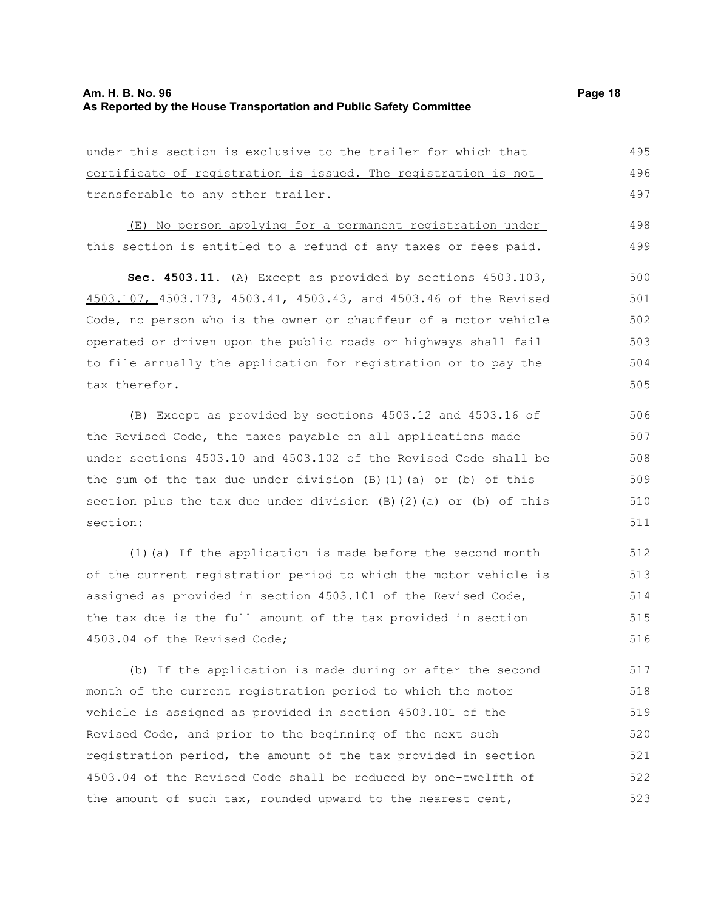under this section is exclusive to the trailer for which that certificate of registration is issued. The registration is not transferable to any other trailer.

(E) No person applying for a permanent registration under this section is entitled to a refund of any taxes or fees paid.

**Sec. 4503.11.** (A) Except as provided by sections 4503.103, 4503.107, 4503.173, 4503.41, 4503.43, and 4503.46 of the Revised Code, no person who is the owner or chauffeur of a motor vehicle operated or driven upon the public roads or highways shall fail to file annually the application for registration or to pay the tax therefor.

(B) Except as provided by sections 4503.12 and 4503.16 of the Revised Code, the taxes payable on all applications made under sections 4503.10 and 4503.102 of the Revised Code shall be the sum of the tax due under division (B)(1)(a) or (b) of this section plus the tax due under division (B)(2)(a) or (b) of this section:

(1)(a) If the application is made before the second month of the current registration period to which the motor vehicle is assigned as provided in section 4503.101 of the Revised Code, the tax due is the full amount of the tax provided in section 4503.04 of the Revised Code;

(b) If the application is made during or after the second month of the current registration period to which the motor vehicle is assigned as provided in section 4503.101 of the Revised Code, and prior to the beginning of the next such registration period, the amount of the tax provided in section 4503.04 of the Revised Code shall be reduced by one-twelfth of the amount of such tax, rounded upward to the nearest cent,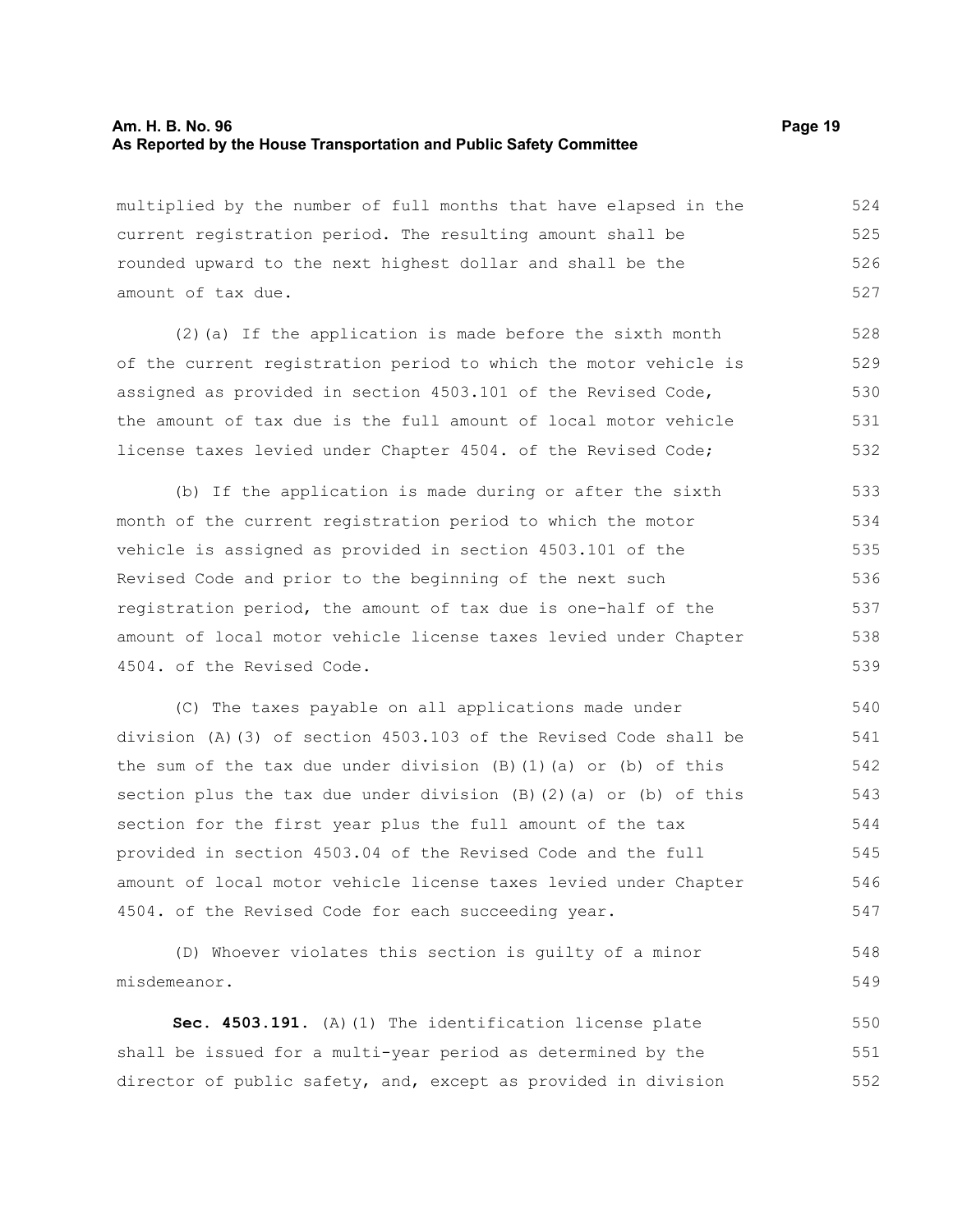multiplied by the number of full months that have elapsed in the current registration period. The resulting amount shall be rounded upward to the next highest dollar and shall be the amount of tax due.

(2)(a) If the application is made before the sixth month of the current registration period to which the motor vehicle is assigned as provided in section 4503.101 of the Revised Code, the amount of tax due is the full amount of local motor vehicle license taxes levied under Chapter 4504. of the Revised Code;

(b) If the application is made during or after the sixth month of the current registration period to which the motor vehicle is assigned as provided in section 4503.101 of the Revised Code and prior to the beginning of the next such registration period, the amount of tax due is one-half of the amount of local motor vehicle license taxes levied under Chapter 4504. of the Revised Code.

(C) The taxes payable on all applications made under division (A)(3) of section 4503.103 of the Revised Code shall be the sum of the tax due under division (B)(1)(a) or (b) of this section plus the tax due under division (B)(2)(a) or (b) of this section for the first year plus the full amount of the tax provided in section 4503.04 of the Revised Code and the full amount of local motor vehicle license taxes levied under Chapter 4504. of the Revised Code for each succeeding year.

(D) Whoever violates this section is guilty of a minor misdemeanor.

**Sec. 4503.191.** (A)(1) The identification license plate shall be issued for a multi-year period as determined by the director of public safety, and, except as provided in division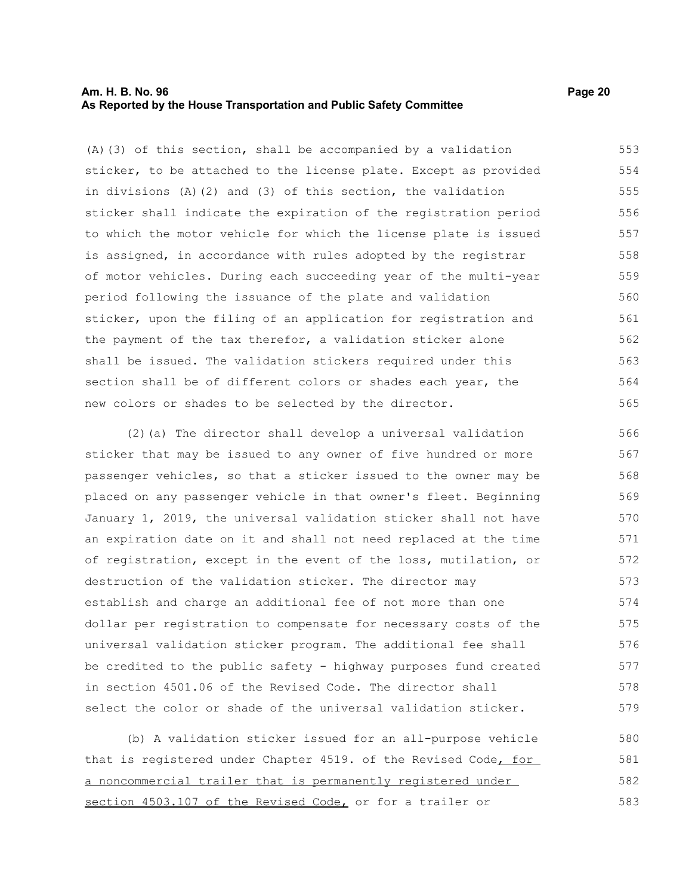(A)(3) of this section, shall be accompanied by a validation sticker, to be attached to the license plate. Except as provided in divisions (A)(2) and (3) of this section, the validation sticker shall indicate the expiration of the registration period to which the motor vehicle for which the license plate is issued is assigned, in accordance with rules adopted by the registrar of motor vehicles. During each succeeding year of the multi-year period following the issuance of the plate and validation sticker, upon the filing of an application for registration and the payment of the tax therefor, a validation sticker alone shall be issued. The validation stickers required under this section shall be of different colors or shades each year, the new colors or shades to be selected by the director.

(2)(a) The director shall develop a universal validation sticker that may be issued to any owner of five hundred or more passenger vehicles, so that a sticker issued to the owner may be placed on any passenger vehicle in that owner's fleet. Beginning January 1, 2019, the universal validation sticker shall not have an expiration date on it and shall not need replaced at the time of registration, except in the event of the loss, mutilation, or destruction of the validation sticker. The director may establish and charge an additional fee of not more than one dollar per registration to compensate for necessary costs of the universal validation sticker program. The additional fee shall be credited to the public safety - highway purposes fund created in section 4501.06 of the Revised Code. The director shall select the color or shade of the universal validation sticker.

(b) A validation sticker issued for an all-purpose vehicle that is registered under Chapter 4519. of the Revised Code, for a noncommercial trailer that is permanently registered under section 4503.107 of the Revised Code, or for a trailer or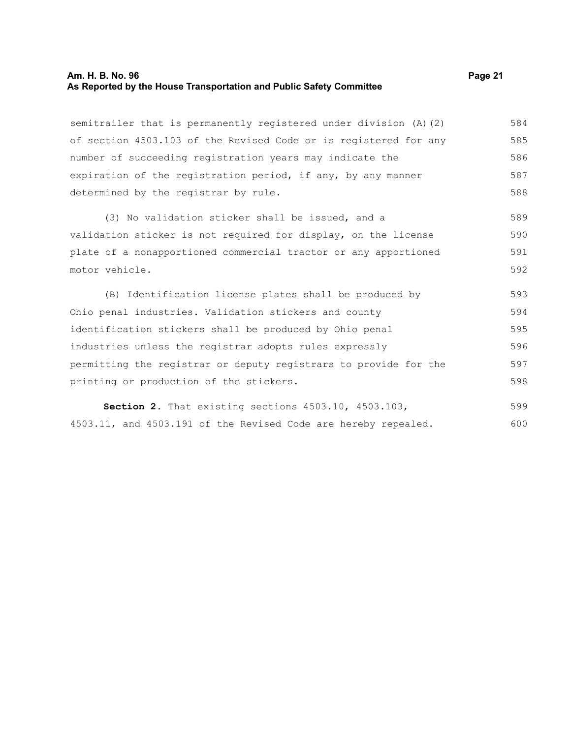semitrailer that is permanently registered under division (A)(2) of section 4503.103 of the Revised Code or is registered for any number of succeeding registration years may indicate the expiration of the registration period, if any, by any manner determined by the registrar by rule.

(3) No validation sticker shall be issued, and a validation sticker is not required for display, on the license plate of a nonapportioned commercial tractor or any apportioned motor vehicle.

(B) Identification license plates shall be produced by Ohio penal industries. Validation stickers and county identification stickers shall be produced by Ohio penal industries unless the registrar adopts rules expressly permitting the registrar or deputy registrars to provide for the printing or production of the stickers.

**Section 2.** That existing sections 4503.10, 4503.103, 4503.11, and 4503.191 of the Revised Code are hereby repealed.